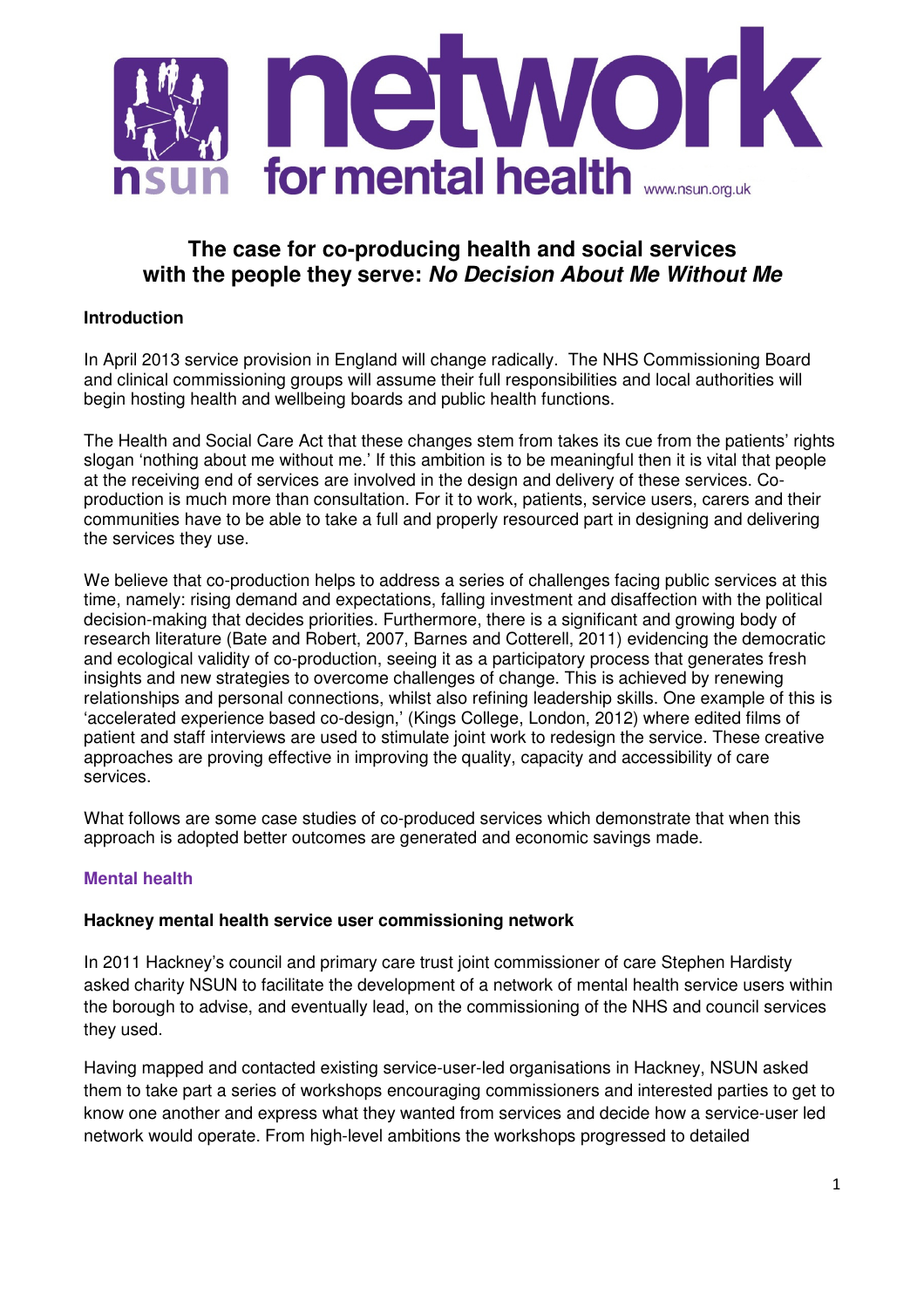nsun **network for mental health** www.nsun.org.uk

# The case for co-producing health and social services with the people they serve: *No Decision About Me Without Me*

## Introduction

In April 2013 service provision in England will change radically. The NHS Commissioning Board and clinical commissioning groups will assume their full responsibilities and local authorities will begin hosting health and wellbeing boards and public health functions.

The Health and Social Care Act that these changes stem from takes its cue from the patients' rights slogan 'nothing about me without me.' If this ambition is to be meaningful then it is vital that people at the receiving end of services are involved in the design and delivery of these services. Co-production is much more than consultation. For it to work, patients, service users, carers and their communities have to be able to take a full and properly resourced part in designing and delivering the services they use.

We believe that co-production helps to address a series of challenges facing public services at this time, namely: rising demand and expectations, falling investment and disaffection with the political decision-making that decides priorities. Furthermore, there is a significant and growing body of research literature (Bate and Robert, 2007, Barnes and Cotterell, 2011) evidencing the democratic and ecological validity of co-production, seeing it as a participatory process that generates fresh insights and new strategies to overcome challenges of change. This is achieved by renewing relationships and personal connections, whilst also refining leadership skills. One example of this is 'accelerated experience based co-design,' (Kings College, London, 2012) where edited films of patient and staff interviews are used to stimulate joint work to redesign the service. These creative approaches are proving effective in improving the quality, capacity and accessibility of care services.

What follows are some case studies of co-produced services which demonstrate that when this approach is adopted better outcomes are generated and economic savings made.

## Mental health

### Hackney mental health service user commissioning network

In 2011 Hackney's council and primary care trust joint commissioner of care Stephen Hardisty asked charity NSUN to facilitate the development of a network of mental health service users within the borough to advise, and eventually lead, on the commissioning of the NHS and council services they used.

Having mapped and contacted existing service-user-led organisations in Hackney, NSUN asked them to take part a series of workshops encouraging commissioners and interested parties to get to know one another and express what they wanted from services and decide how a service-user led network would operate. From high-level ambitions the workshops progressed to detailed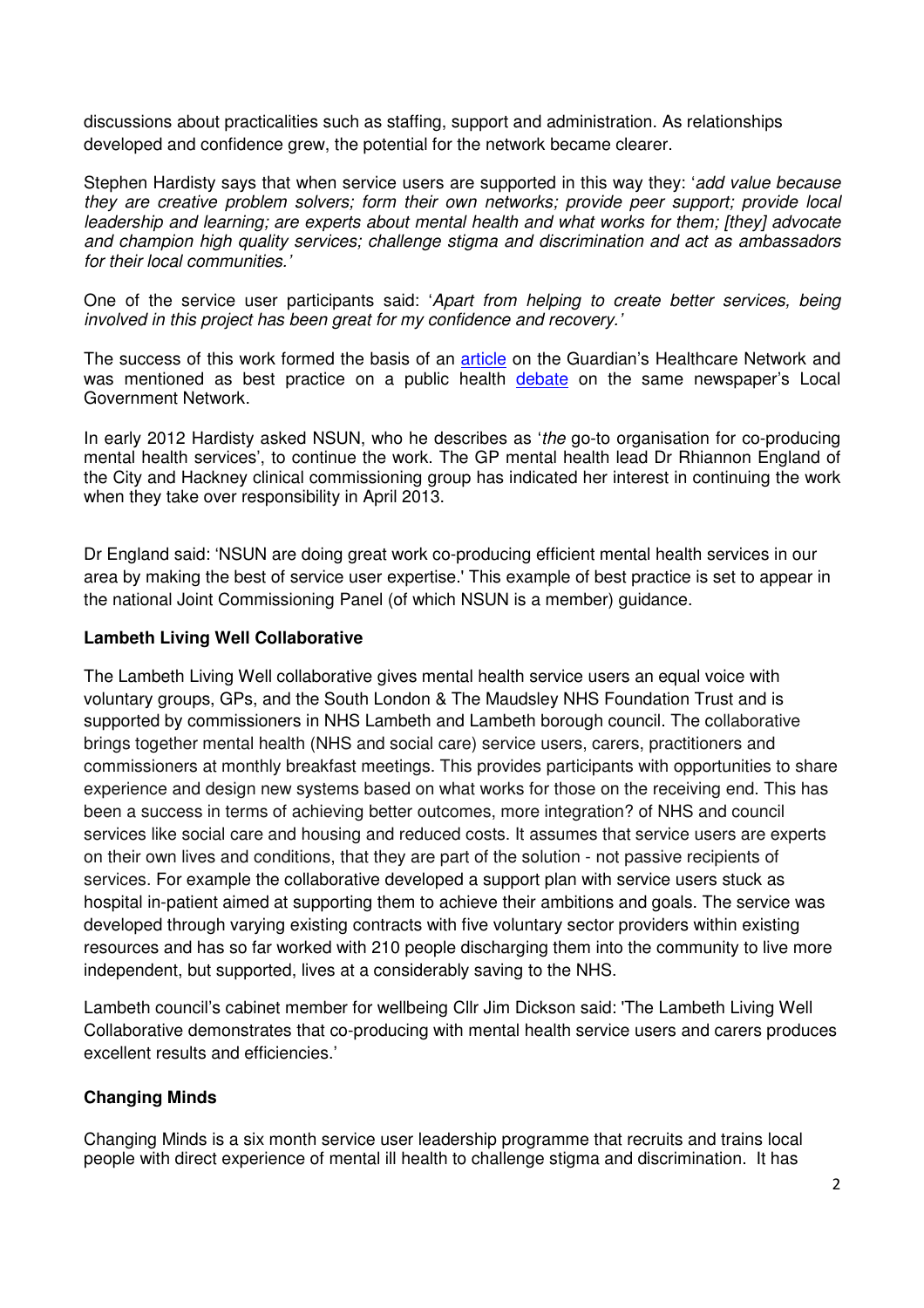discussions about practicalities such as staffing, support and administration. As relationships developed and confidence grew, the potential for the network became clearer.

Stephen Hardisty says that when service users are supported in this way they: '*add value because they are creative problem solvers; form their own networks; provide peer support; provide local leadership and learning; are experts about mental health and what works for them; [they] advocate and champion high quality services; challenge stigma and discrimination and act as ambassadors for their local communities.*'

One of the service user participants said: '*Apart from helping to create better services, being involved in this project has been great for my confidence and recovery.*'

The success of this work formed the basis of an article on the Guardian's Healthcare Network and was mentioned as best practice on a public health debate on the same newspaper's Local Government Network.

In early 2012 Hardisty asked NSUN, who he describes as '*the* go-to organisation for co-producing mental health services', to continue the work. The GP mental health lead Dr Rhiannon England of the City and Hackney clinical commissioning group has indicated her interest in continuing the work when they take over responsibility in April 2013.

Dr England said: 'NSUN are doing great work co-producing efficient mental health services in our area by making the best of service user expertise.' This example of best practice is set to appear in the national Joint Commissioning Panel (of which NSUN is a member) guidance.

**Lambeth Living Well Collaborative**

The Lambeth Living Well collaborative gives mental health service users an equal voice with voluntary groups, GPs, and the South London & The Maudsley NHS Foundation Trust and is supported by commissioners in NHS Lambeth and Lambeth borough council. The collaborative brings together mental health (NHS and social care) service users, carers, practitioners and commissioners at monthly breakfast meetings. This provides participants with opportunities to share experience and design new systems based on what works for those on the receiving end. This has been a success in terms of achieving better outcomes, more integration? of NHS and council services like social care and housing and reduced costs. It assumes that service users are experts on their own lives and conditions, that they are part of the solution - not passive recipients of services. For example the collaborative developed a support plan with service users stuck as hospital in-patient aimed at supporting them to achieve their ambitions and goals. The service was developed through varying existing contracts with five voluntary sector providers within existing resources and has so far worked with 210 people discharging them into the community to live more independent, but supported, lives at a considerably saving to the NHS.

Lambeth council's cabinet member for wellbeing Cllr Jim Dickson said: 'The Lambeth Living Well Collaborative demonstrates that co-producing with mental health service users and carers produces excellent results and efficiencies.'

**Changing Minds**

Changing Minds is a six month service user leadership programme that recruits and trains local people with direct experience of mental ill health to challenge stigma and discrimination. It has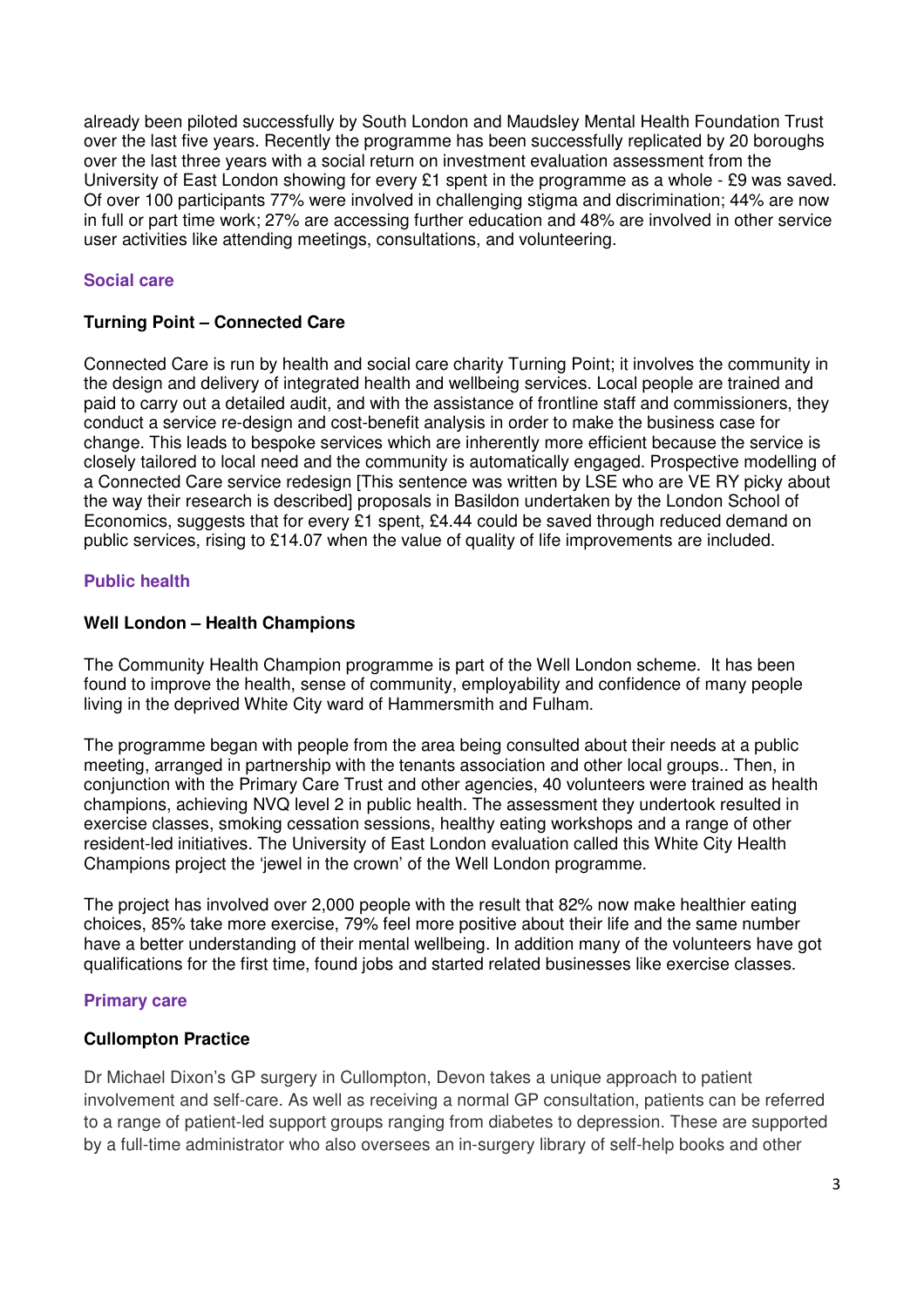already been piloted successfully by South London and Maudsley Mental Health Foundation Trust over the last five years. Recently the programme has been successfully replicated by 20 boroughs over the last three years with a social return on investment evaluation assessment from the University of East London showing for every £1 spent in the programme as a whole - £9 was saved. Of over 100 participants 77% were involved in challenging stigma and discrimination; 44% are now in full or part time work; 27% are accessing further education and 48% are involved in other service user activities like attending meetings, consultations, and volunteering.

## Social care

### Turning Point – Connected Care

Connected Care is run by health and social care charity Turning Point; it involves the community in the design and delivery of integrated health and wellbeing services. Local people are trained and paid to carry out a detailed audit, and with the assistance of frontline staff and commissioners, they conduct a service re-design and cost-benefit analysis in order to make the business case for change. This leads to bespoke services which are inherently more efficient because the service is closely tailored to local need and the community is automatically engaged. Prospective modelling of a Connected Care service redesign [This sentence was written by LSE who are VE RY picky about the way their research is described] proposals in Basildon undertaken by the London School of Economics, suggests that for every £1 spent, £4.44 could be saved through reduced demand on public services, rising to £14.07 when the value of quality of life improvements are included.

## Public health

### Well London – Health Champions

The Community Health Champion programme is part of the Well London scheme. It has been found to improve the health, sense of community, employability and confidence of many people living in the deprived White City ward of Hammersmith and Fulham.

The programme began with people from the area being consulted about their needs at a public meeting, arranged in partnership with the tenants association and other local groups.. Then, in conjunction with the Primary Care Trust and other agencies, 40 volunteers were trained as health champions, achieving NVQ level 2 in public health. The assessment they undertook resulted in exercise classes, smoking cessation sessions, healthy eating workshops and a range of other resident-led initiatives. The University of East London evaluation called this White City Health Champions project the 'jewel in the crown' of the Well London programme.

The project has involved over 2,000 people with the result that 82% now make healthier eating choices, 85% take more exercise, 79% feel more positive about their life and the same number have a better understanding of their mental wellbeing. In addition many of the volunteers have got qualifications for the first time, found jobs and started related businesses like exercise classes.

## Primary care

### Cullompton Practice

Dr Michael Dixon's GP surgery in Cullompton, Devon takes a unique approach to patient involvement and self-care. As well as receiving a normal GP consultation, patients can be referred to a range of patient-led support groups ranging from diabetes to depression. These are supported by a full-time administrator who also oversees an in-surgery library of self-help books and other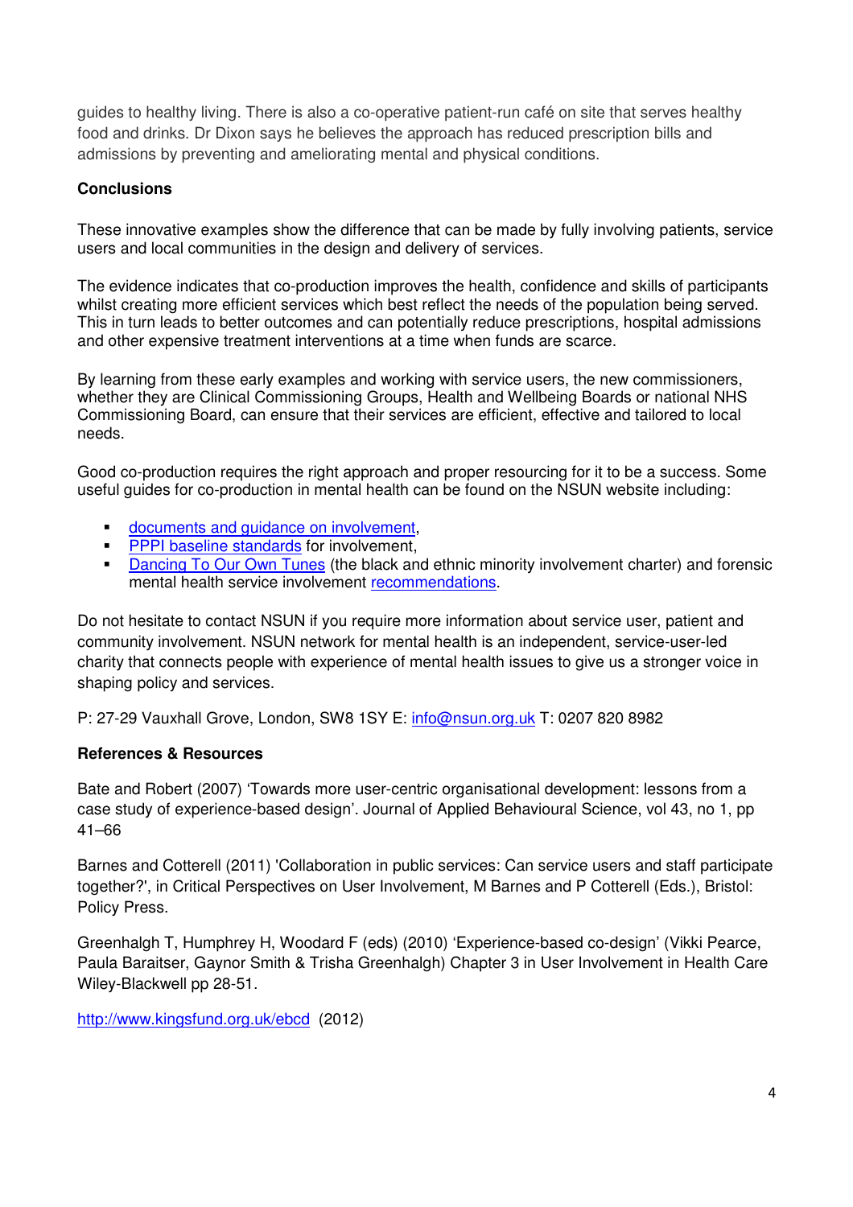guides to healthy living. There is also a co-operative patient-run café on site that serves healthy food and drinks. Dr Dixon says he believes the approach has reduced prescription bills and admissions by preventing and ameliorating mental and physical conditions.

**Conclusions**

These innovative examples show the difference that can be made by fully involving patients, service users and local communities in the design and delivery of services.

The evidence indicates that co-production improves the health, confidence and skills of participants whilst creating more efficient services which best reflect the needs of the population being served. This in turn leads to better outcomes and can potentially reduce prescriptions, hospital admissions and other expensive treatment interventions at a time when funds are scarce.

By learning from these early examples and working with service users, the new commissioners, whether they are Clinical Commissioning Groups, Health and Wellbeing Boards or national NHS Commissioning Board, can ensure that their services are efficient, effective and tailored to local needs.

Good co-production requires the right approach and proper resourcing for it to be a success. Some useful guides for co-production in mental health can be found on the NSUN website including:

- documents and guidance on involvement,
- PPPI baseline standards for involvement,
- Dancing To Our Own Tunes (the black and ethnic minority involvement charter) and forensic mental health service involvement recommendations.

Do not hesitate to contact NSUN if you require more information about service user, patient and community involvement. NSUN network for mental health is an independent, service-user-led charity that connects people with experience of mental health issues to give us a stronger voice in shaping policy and services.

P: 27-29 Vauxhall Grove, London, SW8 1SY E: info@nsun.org.uk T: 0207 820 8982

**References & Resources**

Bate and Robert (2007) 'Towards more user-centric organisational development: lessons from a case study of experience-based design'. Journal of Applied Behavioural Science, vol 43, no 1, pp 41–66

Barnes and Cotterell (2011) 'Collaboration in public services: Can service users and staff participate together?', in Critical Perspectives on User Involvement, M Barnes and P Cotterell (Eds.), Bristol: Policy Press.

Greenhalgh T, Humphrey H, Woodard F (eds) (2010) 'Experience-based co-design' (Vikki Pearce, Paula Baraitser, Gaynor Smith & Trisha Greenhalgh) Chapter 3 in User Involvement in Health Care Wiley-Blackwell pp 28-51.

http://www.kingsfund.org.uk/ebcd (2012)